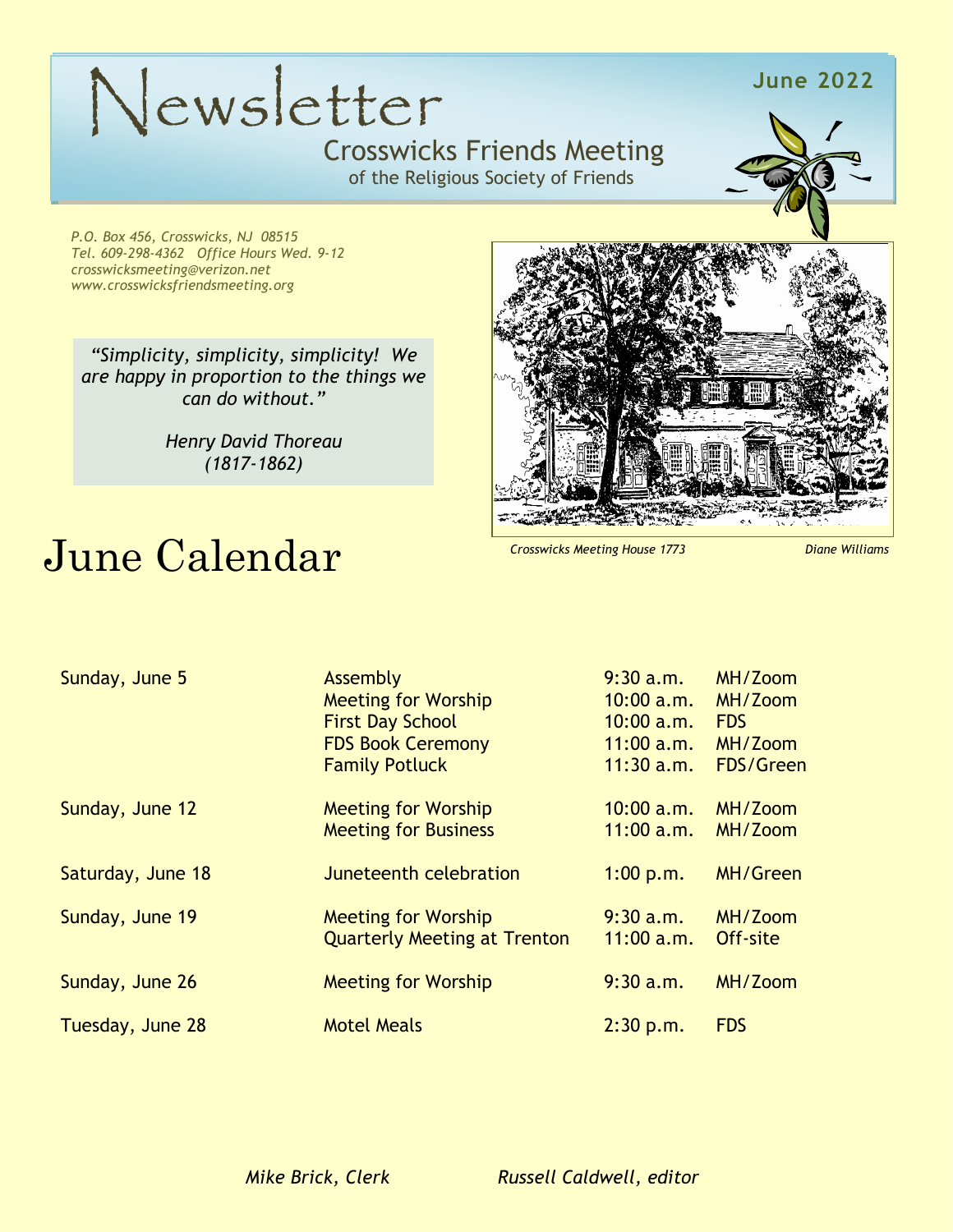# Newsletter

**June 2022**

## Crosswicks Friends Meeting

of the Religious Society of Friends

*P.O. Box 456, Crosswicks, NJ 08515*
*Tel. 609-298-4362 Office Hours Wed. 9-12*
*crosswicksmeeting@verizon.net*
*www.crosswicksfriendsmeeting.org*

> *"Simplicity, simplicity, simplicity! We are happy in proportion to the things we can do without."*
>
> *Henry David Thoreau (1817-1862)*

*Crosswicks Meeting House 1773* *Diane Williams*

# June Calendar

| | | | |
|---|---|---|---|
| Sunday, June 5 | Assembly | 9:30 a.m. | MH/Zoom |
| | Meeting for Worship | 10:00 a.m. | MH/Zoom |
| | First Day School | 10:00 a.m. | FDS |
| | FDS Book Ceremony | 11:00 a.m. | MH/Zoom |
| | Family Potluck | 11:30 a.m. | FDS/Green |
| Sunday, June 12 | Meeting for Worship | 10:00 a.m. | MH/Zoom |
| | Meeting for Business | 11:00 a.m. | MH/Zoom |
| Saturday, June 18 | Juneteenth celebration | 1:00 p.m. | MH/Green |
| Sunday, June 19 | Meeting for Worship | 9:30 a.m. | MH/Zoom |
| | Quarterly Meeting at Trenton | 11:00 a.m. | Off-site |
| Sunday, June 26 | Meeting for Worship | 9:30 a.m. | MH/Zoom |
| Tuesday, June 28 | Motel Meals | 2:30 p.m. | FDS |

*Mike Brick, Clerk* *Russell Caldwell, editor*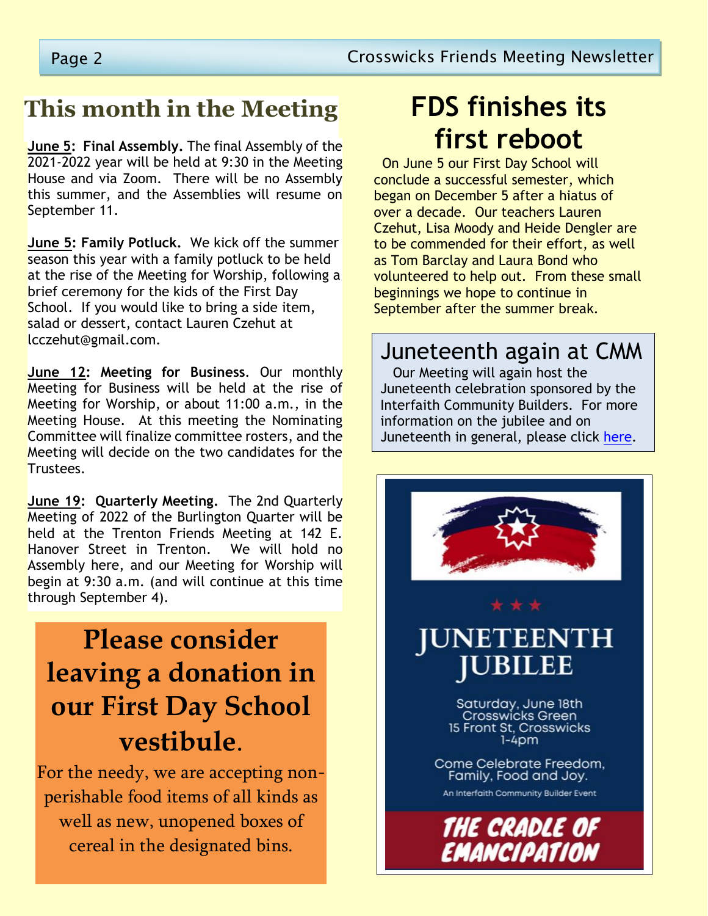## This month in the Meeting

**June 5: Final Assembly.** The final Assembly of the 2021-2022 year will be held at 9:30 in the Meeting House and via Zoom. There will be no Assembly this summer, and the Assemblies will resume on September 11.

**June 5: Family Potluck.** We kick off the summer season this year with a family potluck to be held at the rise of the Meeting for Worship, following a brief ceremony for the kids of the First Day School. If you would like to bring a side item, salad or dessert, contact Lauren Czehut at lcczehut@gmail.com.

**June 12: Meeting for Business**. Our monthly Meeting for Business will be held at the rise of Meeting for Worship, or about 11:00 a.m., in the Meeting House. At this meeting the Nominating Committee will finalize committee rosters, and the Meeting will decide on the two candidates for the Trustees.

**June 19: Quarterly Meeting.** The 2nd Quarterly Meeting of 2022 of the Burlington Quarter will be held at the Trenton Friends Meeting at 142 E. Hanover Street in Trenton. We will hold no Assembly here, and our Meeting for Worship will begin at 9:30 a.m. (and will continue at this time through September 4).

## Please consider leaving a donation in our First Day School vestibule.

For the needy, we are accepting non-perishable food items of all kinds as well as new, unopened boxes of cereal in the designated bins.

# FDS finishes its first reboot

On June 5 our First Day School will conclude a successful semester, which began on December 5 after a hiatus of over a decade. Our teachers Lauren Czehut, Lisa Moody and Heide Dengler are to be commended for their effort, as well as Tom Barclay and Laura Bond who volunteered to help out. From these small beginnings we hope to continue in September after the summer break.

## Juneteenth again at CMM

Our Meeting will again host the Juneteenth celebration sponsored by the Interfaith Community Builders. For more information on the jubilee and on Juneteenth in general, please click here.

JUNETEENTH JUBILEE

Saturday, June 18th
Crosswicks Green
15 Front St, Crosswicks
1-4pm

Come Celebrate Freedom, Family, Food and Joy.

An Interfaith Community Builder Event

THE CRADLE OF EMANCIPATION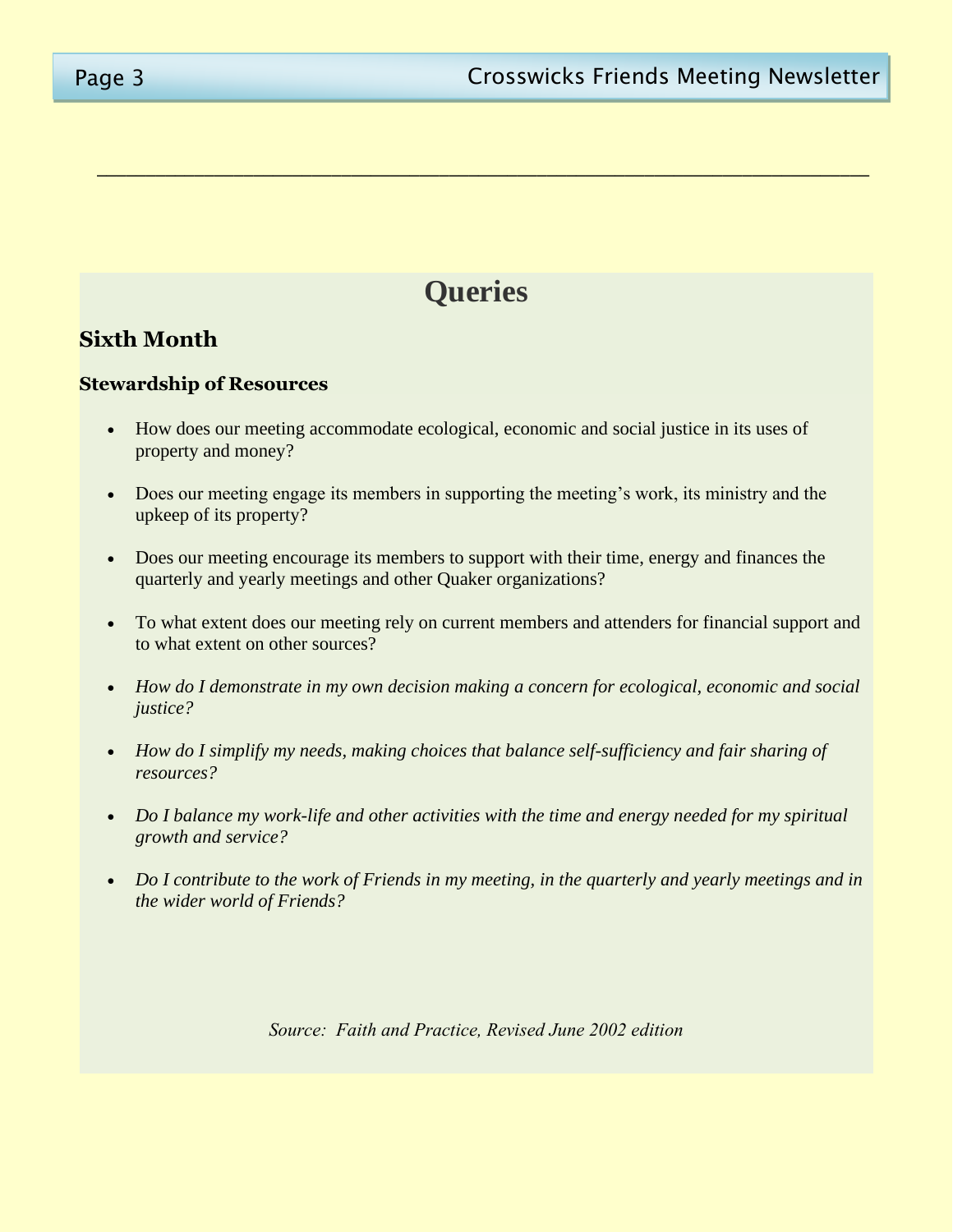# Queries

## Sixth Month

### Stewardship of Resources

- How does our meeting accommodate ecological, economic and social justice in its uses of property and money?
- Does our meeting engage its members in supporting the meeting's work, its ministry and the upkeep of its property?
- Does our meeting encourage its members to support with their time, energy and finances the quarterly and yearly meetings and other Quaker organizations?
- To what extent does our meeting rely on current members and attenders for financial support and to what extent on other sources?
- *How do I demonstrate in my own decision making a concern for ecological, economic and social justice?*
- *How do I simplify my needs, making choices that balance self-sufficiency and fair sharing of resources?*
- *Do I balance my work-life and other activities with the time and energy needed for my spiritual growth and service?*
- *Do I contribute to the work of Friends in my meeting, in the quarterly and yearly meetings and in the wider world of Friends?*

*Source: Faith and Practice, Revised June 2002 edition*